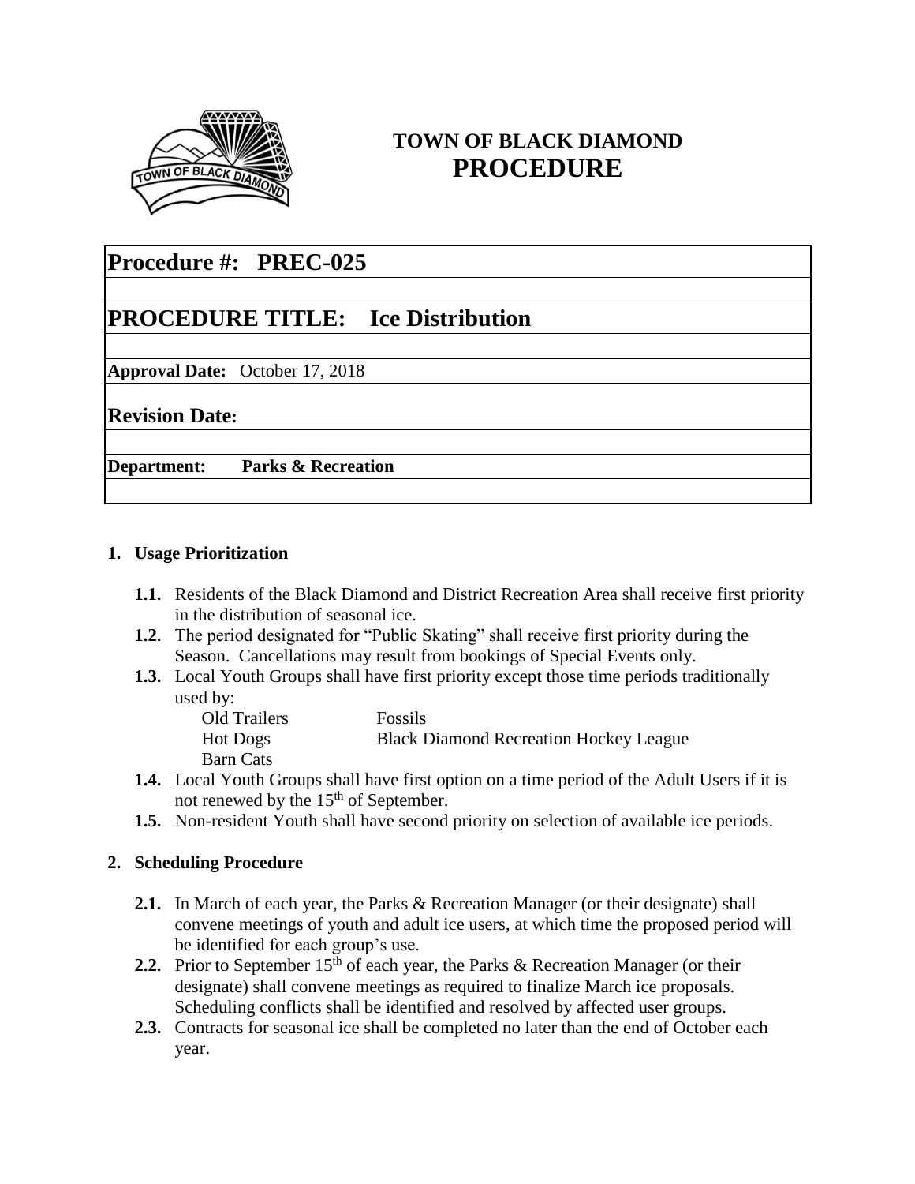# TOWN OF BLACK DIAMOND
## PROCEDURE

| **Procedure #: PREC-025** |
|---|
| **PROCEDURE TITLE: Ice Distribution** |
| **Approval Date:** October 17, 2018 |
| **Revision Date:** |
| **Department: Parks & Recreation** |

**1. Usage Prioritization**

**1.1.** Residents of the Black Diamond and District Recreation Area shall receive first priority in the distribution of seasonal ice.

**1.2.** The period designated for "Public Skating" shall receive first priority during the Season. Cancellations may result from bookings of Special Events only.

**1.3.** Local Youth Groups shall have first priority except those time periods traditionally used by:

- Old Trailers
- Fossils
- Hot Dogs
- Black Diamond Recreation Hockey League
- Barn Cats

**1.4.** Local Youth Groups shall have first option on a time period of the Adult Users if it is not renewed by the 15th of September.

**1.5.** Non-resident Youth shall have second priority on selection of available ice periods.

**2. Scheduling Procedure**

**2.1.** In March of each year, the Parks & Recreation Manager (or their designate) shall convene meetings of youth and adult ice users, at which time the proposed period will be identified for each group's use.

**2.2.** Prior to September 15th of each year, the Parks & Recreation Manager (or their designate) shall convene meetings as required to finalize March ice proposals. Scheduling conflicts shall be identified and resolved by affected user groups.

**2.3.** Contracts for seasonal ice shall be completed no later than the end of October each year.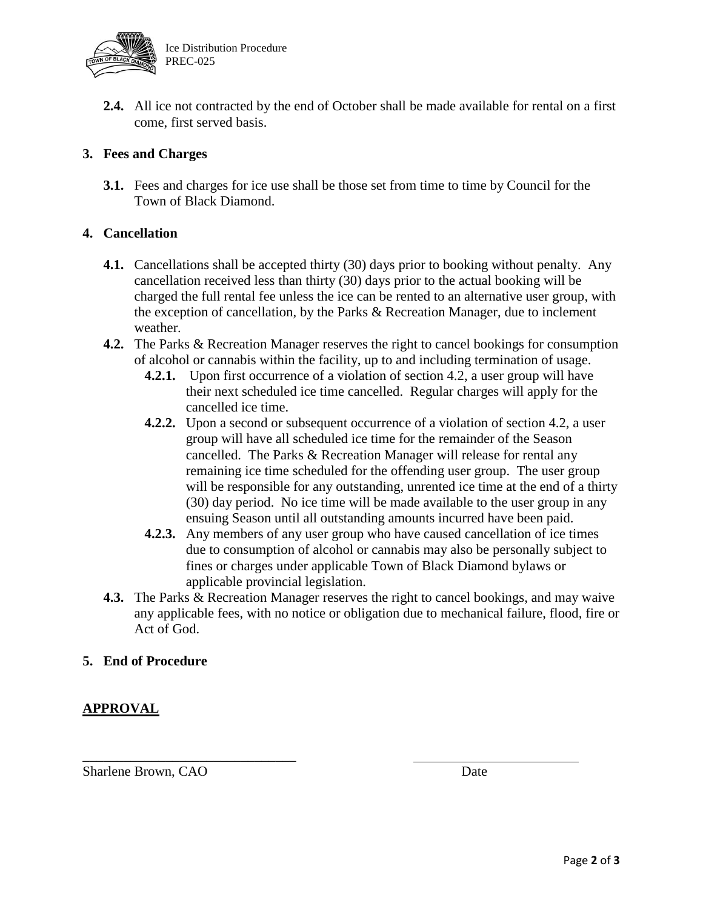**2.4.** All ice not contracted by the end of October shall be made available for rental on a first come, first served basis.

## 3. Fees and Charges

**3.1.** Fees and charges for ice use shall be those set from time to time by Council for the Town of Black Diamond.

## 4. Cancellation

**4.1.** Cancellations shall be accepted thirty (30) days prior to booking without penalty. Any cancellation received less than thirty (30) days prior to the actual booking will be charged the full rental fee unless the ice can be rented to an alternative user group, with the exception of cancellation, by the Parks & Recreation Manager, due to inclement weather.

**4.2.** The Parks & Recreation Manager reserves the right to cancel bookings for consumption of alcohol or cannabis within the facility, up to and including termination of usage.

- **4.2.1.** Upon first occurrence of a violation of section 4.2, a user group will have their next scheduled ice time cancelled. Regular charges will apply for the cancelled ice time.
- **4.2.2.** Upon a second or subsequent occurrence of a violation of section 4.2, a user group will have all scheduled ice time for the remainder of the Season cancelled. The Parks & Recreation Manager will release for rental any remaining ice time scheduled for the offending user group. The user group will be responsible for any outstanding, unrented ice time at the end of a thirty (30) day period. No ice time will be made available to the user group in any ensuing Season until all outstanding amounts incurred have been paid.
- **4.2.3.** Any members of any user group who have caused cancellation of ice times due to consumption of alcohol or cannabis may also be personally subject to fines or charges under applicable Town of Black Diamond bylaws or applicable provincial legislation.

**4.3.** The Parks & Recreation Manager reserves the right to cancel bookings, and may waive any applicable fees, with no notice or obligation due to mechanical failure, flood, fire or Act of God.

## 5. End of Procedure

**APPROVAL**

________________________________ ________________________

Sharlene Brown, CAO Date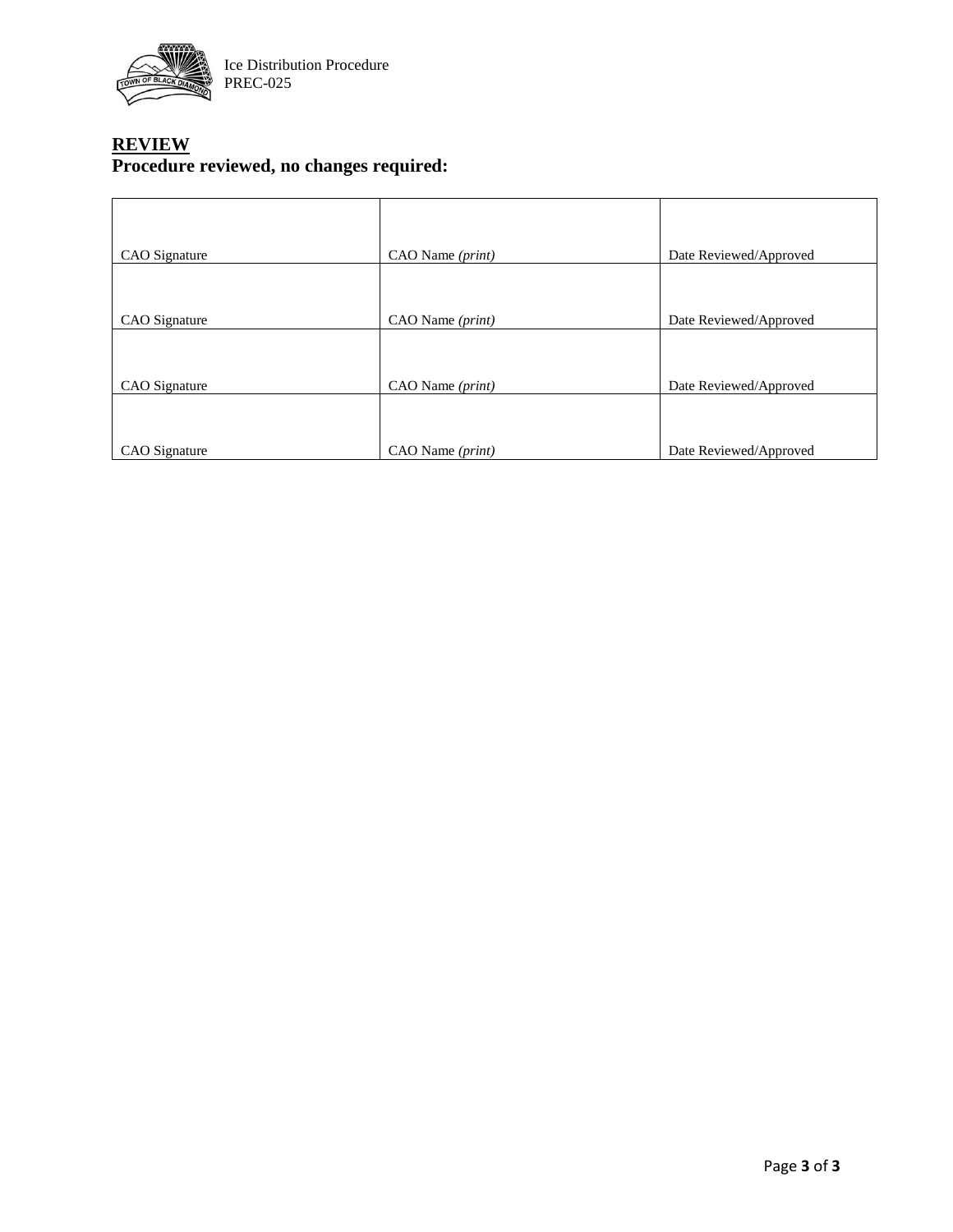## REVIEW

**Procedure reviewed, no changes required:**

| | | |
|---|---|---|
| CAO Signature | CAO Name *(print)* | Date Reviewed/Approved |
| CAO Signature | CAO Name *(print)* | Date Reviewed/Approved |
| CAO Signature | CAO Name *(print)* | Date Reviewed/Approved |
| CAO Signature | CAO Name *(print)* | Date Reviewed/Approved |